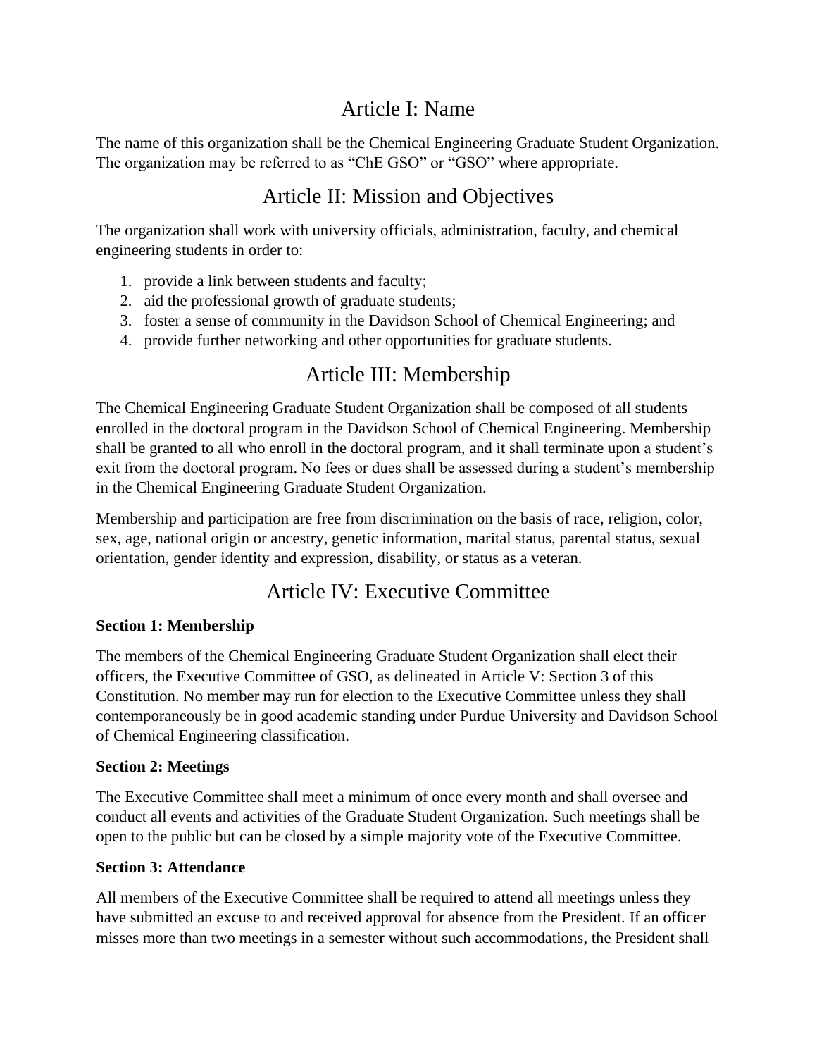# Article I: Name

The name of this organization shall be the Chemical Engineering Graduate Student Organization. The organization may be referred to as "ChE GSO" or "GSO" where appropriate.

# Article II: Mission and Objectives

The organization shall work with university officials, administration, faculty, and chemical engineering students in order to:

1. provide a link between students and faculty;
2. aid the professional growth of graduate students;
3. foster a sense of community in the Davidson School of Chemical Engineering; and
4. provide further networking and other opportunities for graduate students.

# Article III: Membership

The Chemical Engineering Graduate Student Organization shall be composed of all students enrolled in the doctoral program in the Davidson School of Chemical Engineering. Membership shall be granted to all who enroll in the doctoral program, and it shall terminate upon a student's exit from the doctoral program. No fees or dues shall be assessed during a student's membership in the Chemical Engineering Graduate Student Organization.

Membership and participation are free from discrimination on the basis of race, religion, color, sex, age, national origin or ancestry, genetic information, marital status, parental status, sexual orientation, gender identity and expression, disability, or status as a veteran.

# Article IV: Executive Committee

**Section 1: Membership**

The members of the Chemical Engineering Graduate Student Organization shall elect their officers, the Executive Committee of GSO, as delineated in Article V: Section 3 of this Constitution. No member may run for election to the Executive Committee unless they shall contemporaneously be in good academic standing under Purdue University and Davidson School of Chemical Engineering classification.

**Section 2: Meetings**

The Executive Committee shall meet a minimum of once every month and shall oversee and conduct all events and activities of the Graduate Student Organization. Such meetings shall be open to the public but can be closed by a simple majority vote of the Executive Committee.

**Section 3: Attendance**

All members of the Executive Committee shall be required to attend all meetings unless they have submitted an excuse to and received approval for absence from the President. If an officer misses more than two meetings in a semester without such accommodations, the President shall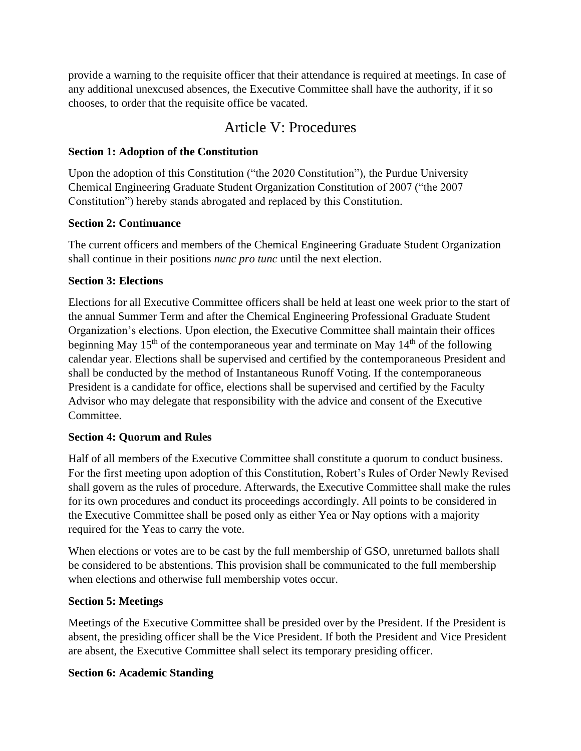provide a warning to the requisite officer that their attendance is required at meetings. In case of any additional unexcused absences, the Executive Committee shall have the authority, if it so chooses, to order that the requisite office be vacated.

# Article V: Procedures

**Section 1: Adoption of the Constitution**

Upon the adoption of this Constitution ("the 2020 Constitution"), the Purdue University Chemical Engineering Graduate Student Organization Constitution of 2007 ("the 2007 Constitution") hereby stands abrogated and replaced by this Constitution.

**Section 2: Continuance**

The current officers and members of the Chemical Engineering Graduate Student Organization shall continue in their positions *nunc pro tunc* until the next election.

**Section 3: Elections**

Elections for all Executive Committee officers shall be held at least one week prior to the start of the annual Summer Term and after the Chemical Engineering Professional Graduate Student Organization's elections. Upon election, the Executive Committee shall maintain their offices beginning May 15th of the contemporaneous year and terminate on May 14th of the following calendar year. Elections shall be supervised and certified by the contemporaneous President and shall be conducted by the method of Instantaneous Runoff Voting. If the contemporaneous President is a candidate for office, elections shall be supervised and certified by the Faculty Advisor who may delegate that responsibility with the advice and consent of the Executive Committee.

**Section 4: Quorum and Rules**

Half of all members of the Executive Committee shall constitute a quorum to conduct business. For the first meeting upon adoption of this Constitution, Robert's Rules of Order Newly Revised shall govern as the rules of procedure. Afterwards, the Executive Committee shall make the rules for its own procedures and conduct its proceedings accordingly. All points to be considered in the Executive Committee shall be posed only as either Yea or Nay options with a majority required for the Yeas to carry the vote.

When elections or votes are to be cast by the full membership of GSO, unreturned ballots shall be considered to be abstentions. This provision shall be communicated to the full membership when elections and otherwise full membership votes occur.

**Section 5: Meetings**

Meetings of the Executive Committee shall be presided over by the President. If the President is absent, the presiding officer shall be the Vice President. If both the President and Vice President are absent, the Executive Committee shall select its temporary presiding officer.

**Section 6: Academic Standing**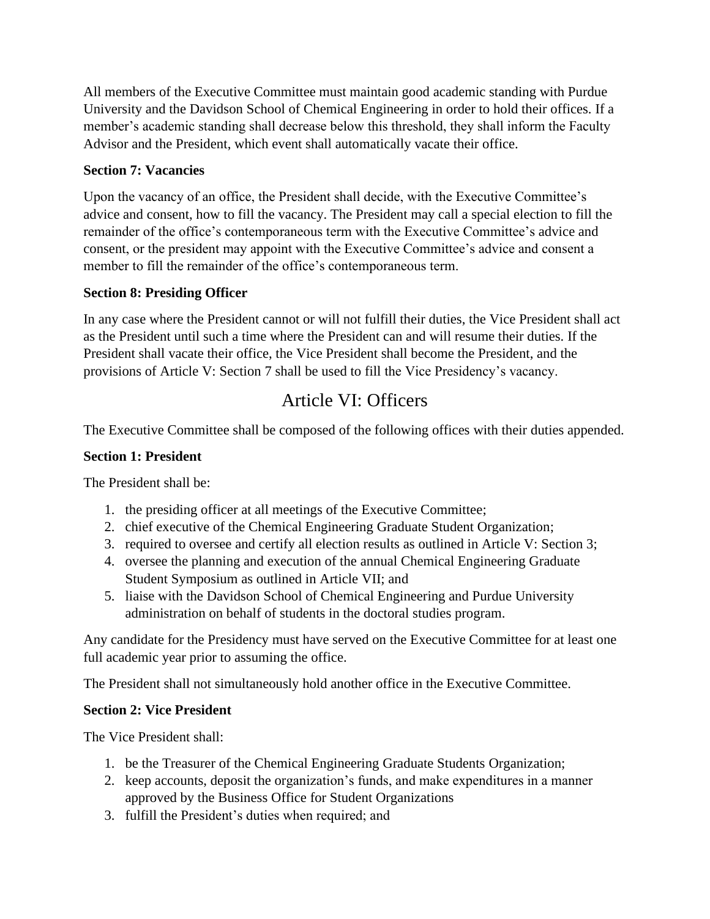All members of the Executive Committee must maintain good academic standing with Purdue University and the Davidson School of Chemical Engineering in order to hold their offices. If a member's academic standing shall decrease below this threshold, they shall inform the Faculty Advisor and the President, which event shall automatically vacate their office.

**Section 7: Vacancies**

Upon the vacancy of an office, the President shall decide, with the Executive Committee's advice and consent, how to fill the vacancy. The President may call a special election to fill the remainder of the office's contemporaneous term with the Executive Committee's advice and consent, or the president may appoint with the Executive Committee's advice and consent a member to fill the remainder of the office's contemporaneous term.

**Section 8: Presiding Officer**

In any case where the President cannot or will not fulfill their duties, the Vice President shall act as the President until such a time where the President can and will resume their duties. If the President shall vacate their office, the Vice President shall become the President, and the provisions of Article V: Section 7 shall be used to fill the Vice Presidency's vacancy.

# Article VI: Officers

The Executive Committee shall be composed of the following offices with their duties appended.

**Section 1: President**

The President shall be:

1. the presiding officer at all meetings of the Executive Committee;
2. chief executive of the Chemical Engineering Graduate Student Organization;
3. required to oversee and certify all election results as outlined in Article V: Section 3;
4. oversee the planning and execution of the annual Chemical Engineering Graduate Student Symposium as outlined in Article VII; and
5. liaise with the Davidson School of Chemical Engineering and Purdue University administration on behalf of students in the doctoral studies program.

Any candidate for the Presidency must have served on the Executive Committee for at least one full academic year prior to assuming the office.

The President shall not simultaneously hold another office in the Executive Committee.

**Section 2: Vice President**

The Vice President shall:

1. be the Treasurer of the Chemical Engineering Graduate Students Organization;
2. keep accounts, deposit the organization's funds, and make expenditures in a manner approved by the Business Office for Student Organizations
3. fulfill the President's duties when required; and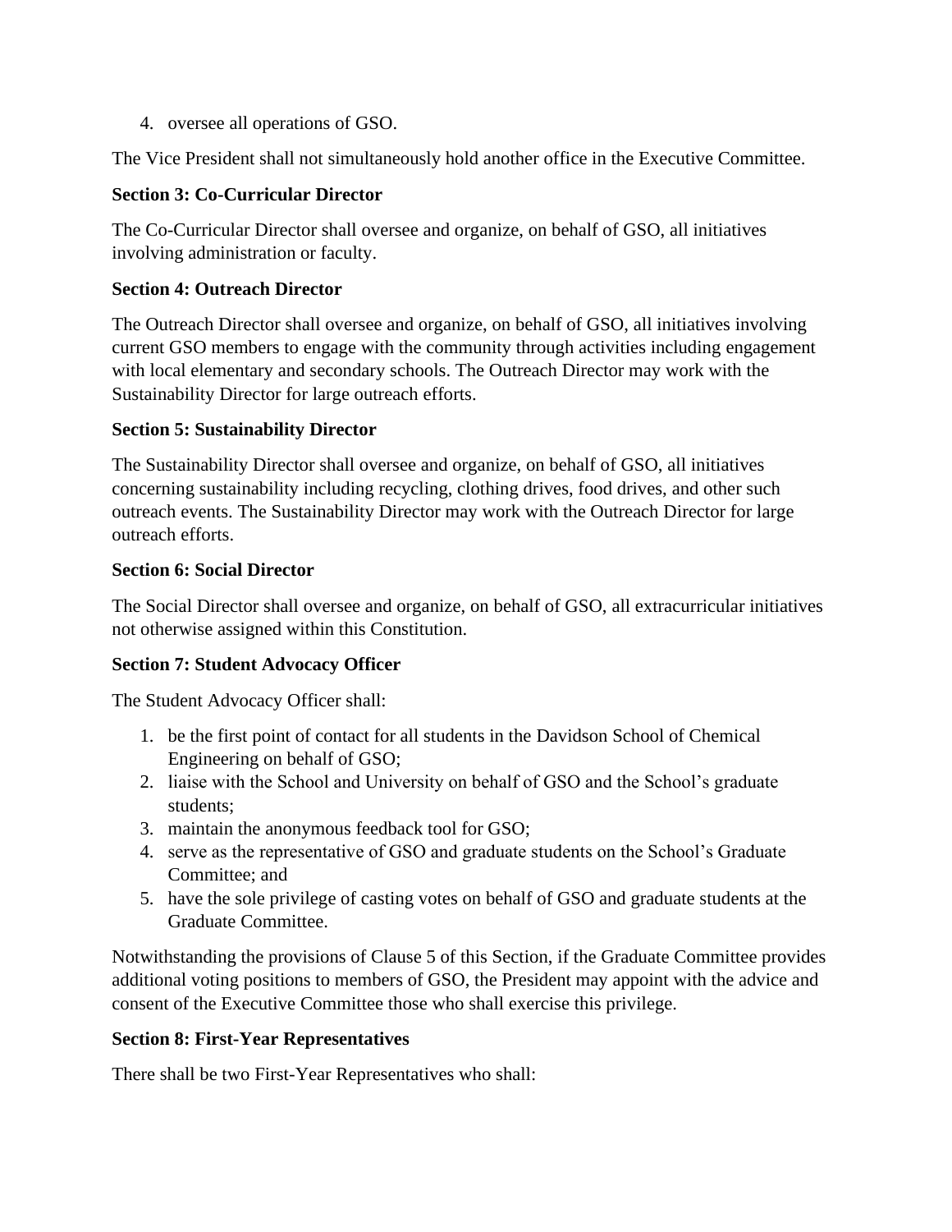4. oversee all operations of GSO.

The Vice President shall not simultaneously hold another office in the Executive Committee.

**Section 3: Co-Curricular Director**

The Co-Curricular Director shall oversee and organize, on behalf of GSO, all initiatives involving administration or faculty.

**Section 4: Outreach Director**

The Outreach Director shall oversee and organize, on behalf of GSO, all initiatives involving current GSO members to engage with the community through activities including engagement with local elementary and secondary schools. The Outreach Director may work with the Sustainability Director for large outreach efforts.

**Section 5: Sustainability Director**

The Sustainability Director shall oversee and organize, on behalf of GSO, all initiatives concerning sustainability including recycling, clothing drives, food drives, and other such outreach events. The Sustainability Director may work with the Outreach Director for large outreach efforts.

**Section 6: Social Director**

The Social Director shall oversee and organize, on behalf of GSO, all extracurricular initiatives not otherwise assigned within this Constitution.

**Section 7: Student Advocacy Officer**

The Student Advocacy Officer shall:

1. be the first point of contact for all students in the Davidson School of Chemical Engineering on behalf of GSO;
2. liaise with the School and University on behalf of GSO and the School's graduate students;
3. maintain the anonymous feedback tool for GSO;
4. serve as the representative of GSO and graduate students on the School's Graduate Committee; and
5. have the sole privilege of casting votes on behalf of GSO and graduate students at the Graduate Committee.

Notwithstanding the provisions of Clause 5 of this Section, if the Graduate Committee provides additional voting positions to members of GSO, the President may appoint with the advice and consent of the Executive Committee those who shall exercise this privilege.

**Section 8: First-Year Representatives**

There shall be two First-Year Representatives who shall: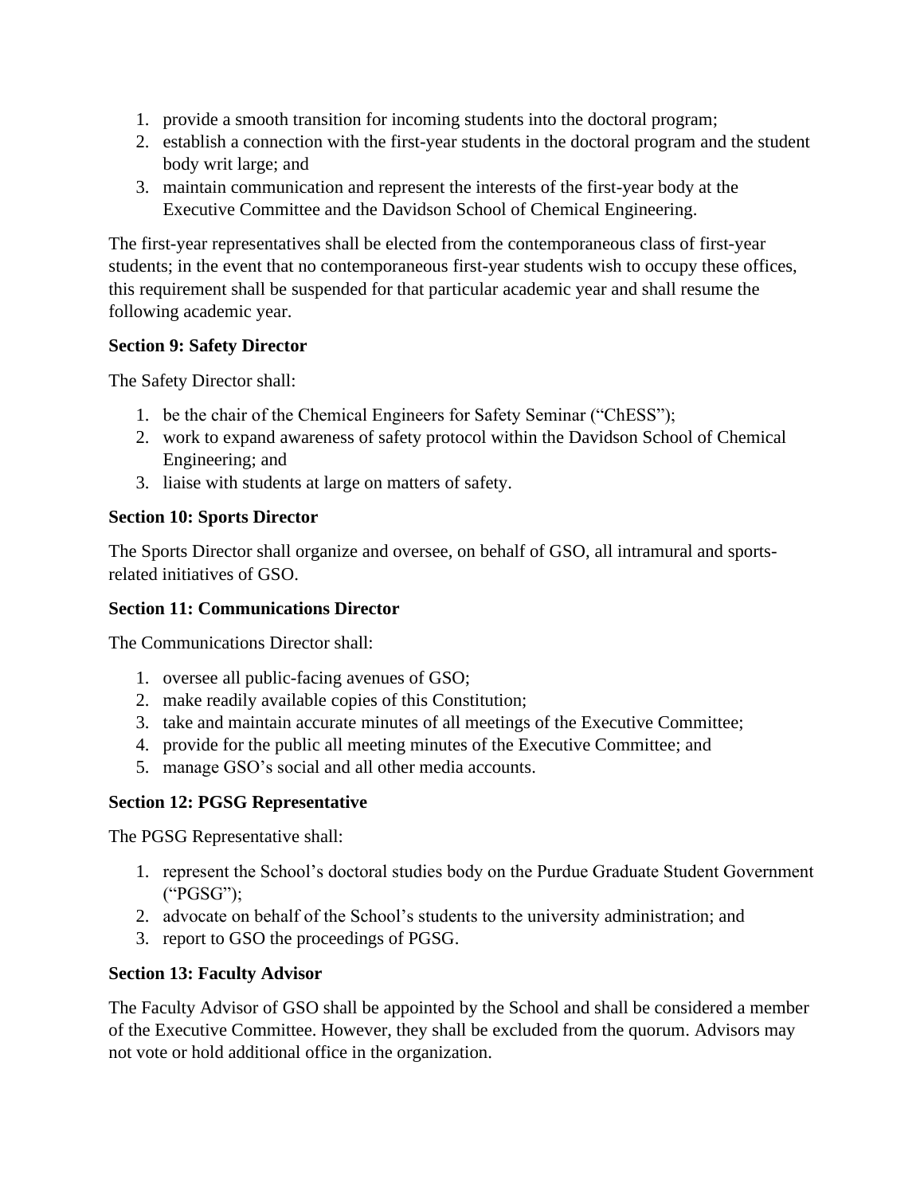1. provide a smooth transition for incoming students into the doctoral program;
2. establish a connection with the first-year students in the doctoral program and the student body writ large; and
3. maintain communication and represent the interests of the first-year body at the Executive Committee and the Davidson School of Chemical Engineering.

The first-year representatives shall be elected from the contemporaneous class of first-year students; in the event that no contemporaneous first-year students wish to occupy these offices, this requirement shall be suspended for that particular academic year and shall resume the following academic year.

**Section 9: Safety Director**

The Safety Director shall:

1. be the chair of the Chemical Engineers for Safety Seminar ("ChESS");
2. work to expand awareness of safety protocol within the Davidson School of Chemical Engineering; and
3. liaise with students at large on matters of safety.

**Section 10: Sports Director**

The Sports Director shall organize and oversee, on behalf of GSO, all intramural and sports-related initiatives of GSO.

**Section 11: Communications Director**

The Communications Director shall:

1. oversee all public-facing avenues of GSO;
2. make readily available copies of this Constitution;
3. take and maintain accurate minutes of all meetings of the Executive Committee;
4. provide for the public all meeting minutes of the Executive Committee; and
5. manage GSO's social and all other media accounts.

**Section 12: PGSG Representative**

The PGSG Representative shall:

1. represent the School's doctoral studies body on the Purdue Graduate Student Government ("PGSG");
2. advocate on behalf of the School's students to the university administration; and
3. report to GSO the proceedings of PGSG.

**Section 13: Faculty Advisor**

The Faculty Advisor of GSO shall be appointed by the School and shall be considered a member of the Executive Committee. However, they shall be excluded from the quorum. Advisors may not vote or hold additional office in the organization.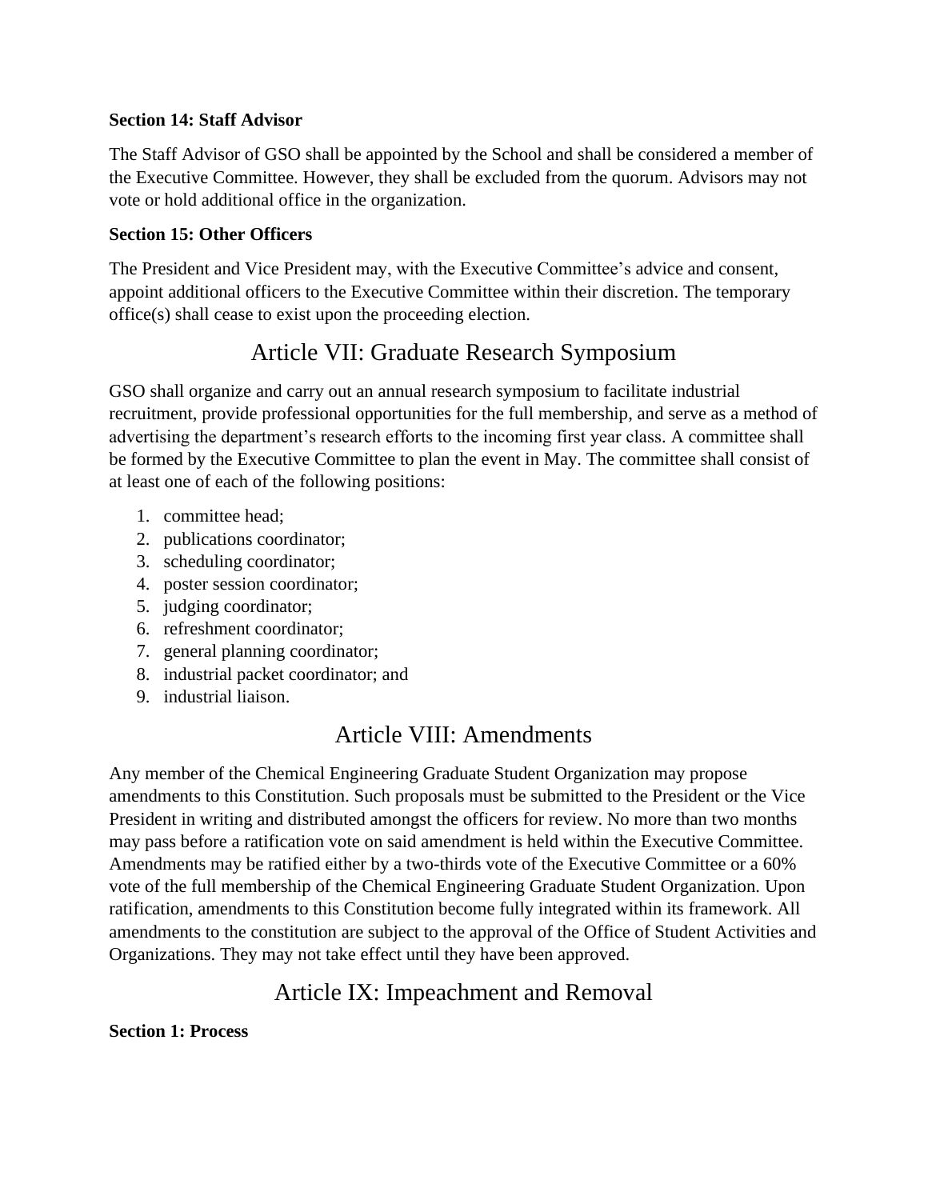### Section 14: Staff Advisor

The Staff Advisor of GSO shall be appointed by the School and shall be considered a member of the Executive Committee. However, they shall be excluded from the quorum. Advisors may not vote or hold additional office in the organization.

### Section 15: Other Officers

The President and Vice President may, with the Executive Committee's advice and consent, appoint additional officers to the Executive Committee within their discretion. The temporary office(s) shall cease to exist upon the proceeding election.

## Article VII: Graduate Research Symposium

GSO shall organize and carry out an annual research symposium to facilitate industrial recruitment, provide professional opportunities for the full membership, and serve as a method of advertising the department's research efforts to the incoming first year class. A committee shall be formed by the Executive Committee to plan the event in May. The committee shall consist of at least one of each of the following positions:

1. committee head;
2. publications coordinator;
3. scheduling coordinator;
4. poster session coordinator;
5. judging coordinator;
6. refreshment coordinator;
7. general planning coordinator;
8. industrial packet coordinator; and
9. industrial liaison.

## Article VIII: Amendments

Any member of the Chemical Engineering Graduate Student Organization may propose amendments to this Constitution. Such proposals must be submitted to the President or the Vice President in writing and distributed amongst the officers for review. No more than two months may pass before a ratification vote on said amendment is held within the Executive Committee. Amendments may be ratified either by a two-thirds vote of the Executive Committee or a 60% vote of the full membership of the Chemical Engineering Graduate Student Organization. Upon ratification, amendments to this Constitution become fully integrated within its framework. All amendments to the constitution are subject to the approval of the Office of Student Activities and Organizations. They may not take effect until they have been approved.

## Article IX: Impeachment and Removal

### Section 1: Process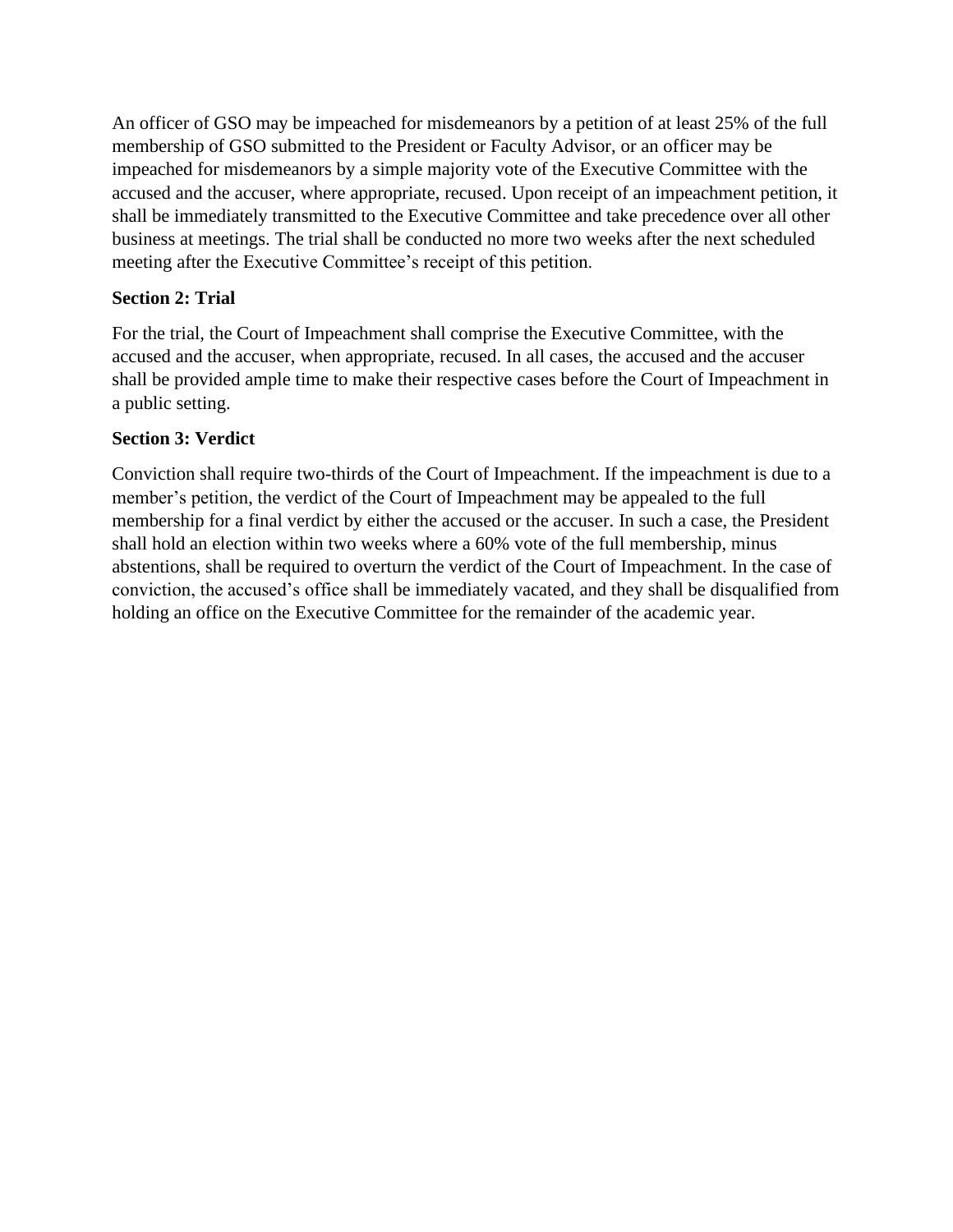An officer of GSO may be impeached for misdemeanors by a petition of at least 25% of the full membership of GSO submitted to the President or Faculty Advisor, or an officer may be impeached for misdemeanors by a simple majority vote of the Executive Committee with the accused and the accuser, where appropriate, recused. Upon receipt of an impeachment petition, it shall be immediately transmitted to the Executive Committee and take precedence over all other business at meetings. The trial shall be conducted no more two weeks after the next scheduled meeting after the Executive Committee's receipt of this petition.

**Section 2: Trial**

For the trial, the Court of Impeachment shall comprise the Executive Committee, with the accused and the accuser, when appropriate, recused. In all cases, the accused and the accuser shall be provided ample time to make their respective cases before the Court of Impeachment in a public setting.

**Section 3: Verdict**

Conviction shall require two-thirds of the Court of Impeachment. If the impeachment is due to a member's petition, the verdict of the Court of Impeachment may be appealed to the full membership for a final verdict by either the accused or the accuser. In such a case, the President shall hold an election within two weeks where a 60% vote of the full membership, minus abstentions, shall be required to overturn the verdict of the Court of Impeachment. In the case of conviction, the accused's office shall be immediately vacated, and they shall be disqualified from holding an office on the Executive Committee for the remainder of the academic year.